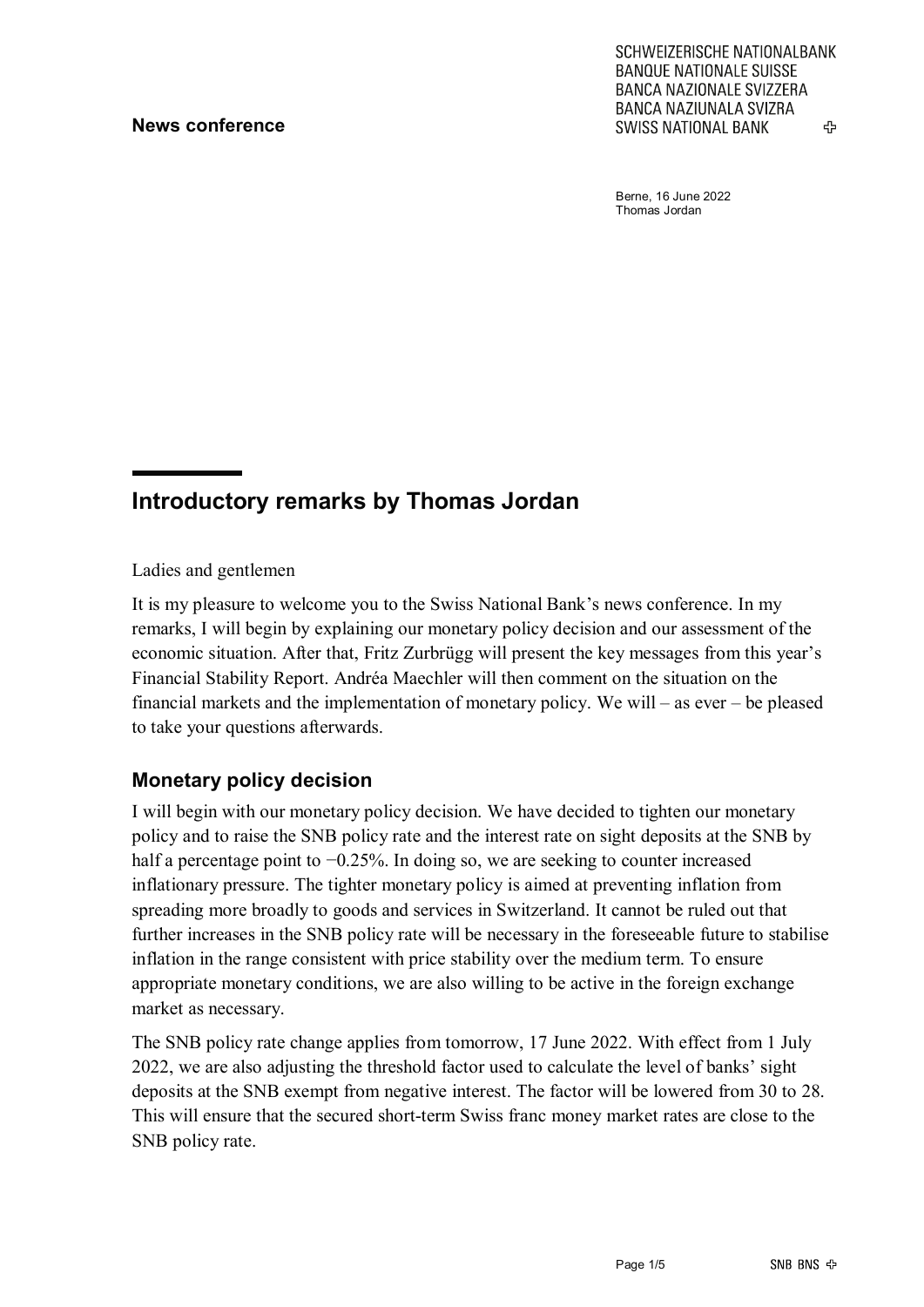**News conference**

SCHWEIZERISCHE NATIONALBANK
BANQUE NATIONALE SUISSE
BANCA NAZIONALE SVIZZERA
BANCA NAZIUNALA SVIZRA
SWISS NATIONAL BANK

Berne, 16 June 2022
Thomas Jordan

# Introductory remarks by Thomas Jordan

Ladies and gentlemen

It is my pleasure to welcome you to the Swiss National Bank's news conference. In my remarks, I will begin by explaining our monetary policy decision and our assessment of the economic situation. After that, Fritz Zurbrügg will present the key messages from this year's Financial Stability Report. Andréa Maechler will then comment on the situation on the financial markets and the implementation of monetary policy. We will – as ever – be pleased to take your questions afterwards.

## Monetary policy decision

I will begin with our monetary policy decision. We have decided to tighten our monetary policy and to raise the SNB policy rate and the interest rate on sight deposits at the SNB by half a percentage point to −0.25%. In doing so, we are seeking to counter increased inflationary pressure. The tighter monetary policy is aimed at preventing inflation from spreading more broadly to goods and services in Switzerland. It cannot be ruled out that further increases in the SNB policy rate will be necessary in the foreseeable future to stabilise inflation in the range consistent with price stability over the medium term. To ensure appropriate monetary conditions, we are also willing to be active in the foreign exchange market as necessary.

The SNB policy rate change applies from tomorrow, 17 June 2022. With effect from 1 July 2022, we are also adjusting the threshold factor used to calculate the level of banks' sight deposits at the SNB exempt from negative interest. The factor will be lowered from 30 to 28. This will ensure that the secured short-term Swiss franc money market rates are close to the SNB policy rate.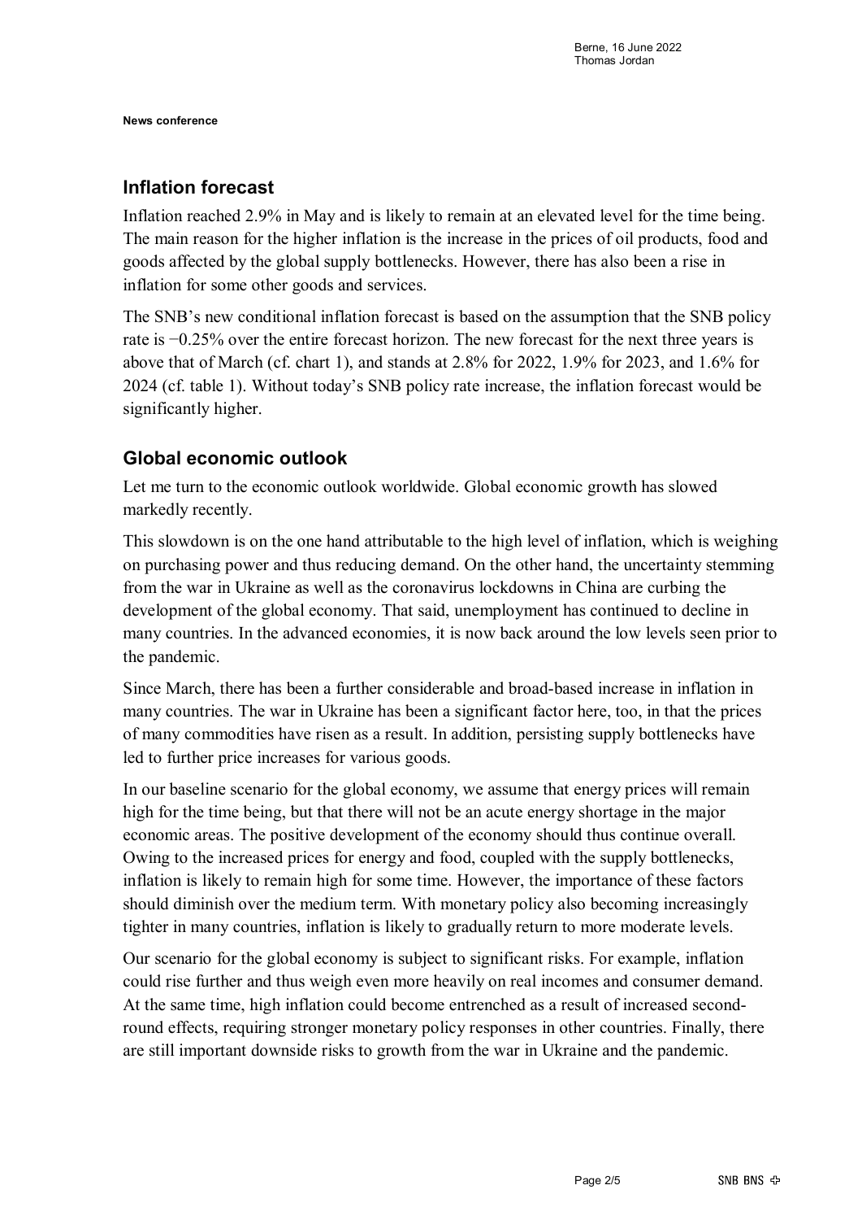## Inflation forecast

Inflation reached 2.9% in May and is likely to remain at an elevated level for the time being. The main reason for the higher inflation is the increase in the prices of oil products, food and goods affected by the global supply bottlenecks. However, there has also been a rise in inflation for some other goods and services.

The SNB's new conditional inflation forecast is based on the assumption that the SNB policy rate is −0.25% over the entire forecast horizon. The new forecast for the next three years is above that of March (cf. chart 1), and stands at 2.8% for 2022, 1.9% for 2023, and 1.6% for 2024 (cf. table 1). Without today's SNB policy rate increase, the inflation forecast would be significantly higher.

## Global economic outlook

Let me turn to the economic outlook worldwide. Global economic growth has slowed markedly recently.

This slowdown is on the one hand attributable to the high level of inflation, which is weighing on purchasing power and thus reducing demand. On the other hand, the uncertainty stemming from the war in Ukraine as well as the coronavirus lockdowns in China are curbing the development of the global economy. That said, unemployment has continued to decline in many countries. In the advanced economies, it is now back around the low levels seen prior to the pandemic.

Since March, there has been a further considerable and broad-based increase in inflation in many countries. The war in Ukraine has been a significant factor here, too, in that the prices of many commodities have risen as a result. In addition, persisting supply bottlenecks have led to further price increases for various goods.

In our baseline scenario for the global economy, we assume that energy prices will remain high for the time being, but that there will not be an acute energy shortage in the major economic areas. The positive development of the economy should thus continue overall. Owing to the increased prices for energy and food, coupled with the supply bottlenecks, inflation is likely to remain high for some time. However, the importance of these factors should diminish over the medium term. With monetary policy also becoming increasingly tighter in many countries, inflation is likely to gradually return to more moderate levels.

Our scenario for the global economy is subject to significant risks. For example, inflation could rise further and thus weigh even more heavily on real incomes and consumer demand. At the same time, high inflation could become entrenched as a result of increased second-round effects, requiring stronger monetary policy responses in other countries. Finally, there are still important downside risks to growth from the war in Ukraine and the pandemic.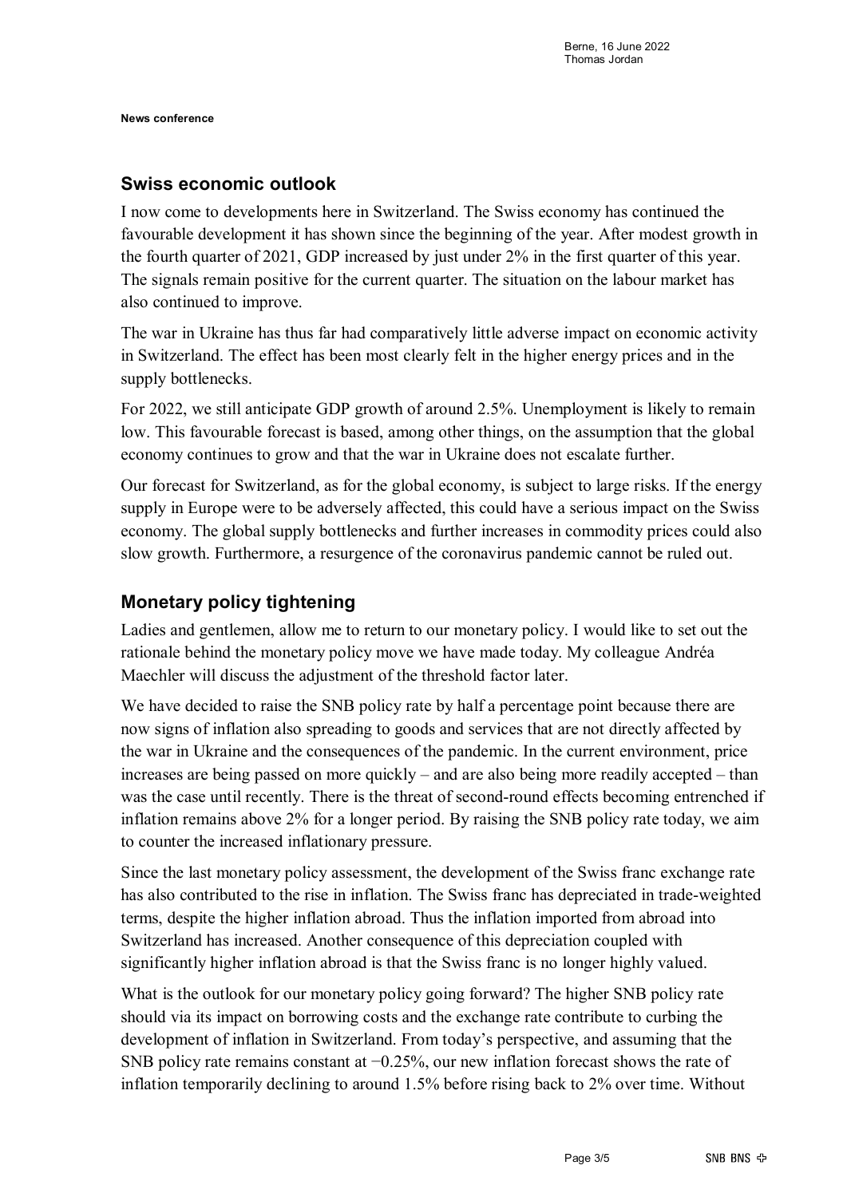## Swiss economic outlook

I now come to developments here in Switzerland. The Swiss economy has continued the favourable development it has shown since the beginning of the year. After modest growth in the fourth quarter of 2021, GDP increased by just under 2% in the first quarter of this year. The signals remain positive for the current quarter. The situation on the labour market has also continued to improve.

The war in Ukraine has thus far had comparatively little adverse impact on economic activity in Switzerland. The effect has been most clearly felt in the higher energy prices and in the supply bottlenecks.

For 2022, we still anticipate GDP growth of around 2.5%. Unemployment is likely to remain low. This favourable forecast is based, among other things, on the assumption that the global economy continues to grow and that the war in Ukraine does not escalate further.

Our forecast for Switzerland, as for the global economy, is subject to large risks. If the energy supply in Europe were to be adversely affected, this could have a serious impact on the Swiss economy. The global supply bottlenecks and further increases in commodity prices could also slow growth. Furthermore, a resurgence of the coronavirus pandemic cannot be ruled out.

## Monetary policy tightening

Ladies and gentlemen, allow me to return to our monetary policy. I would like to set out the rationale behind the monetary policy move we have made today. My colleague Andréa Maechler will discuss the adjustment of the threshold factor later.

We have decided to raise the SNB policy rate by half a percentage point because there are now signs of inflation also spreading to goods and services that are not directly affected by the war in Ukraine and the consequences of the pandemic. In the current environment, price increases are being passed on more quickly – and are also being more readily accepted – than was the case until recently. There is the threat of second-round effects becoming entrenched if inflation remains above 2% for a longer period. By raising the SNB policy rate today, we aim to counter the increased inflationary pressure.

Since the last monetary policy assessment, the development of the Swiss franc exchange rate has also contributed to the rise in inflation. The Swiss franc has depreciated in trade-weighted terms, despite the higher inflation abroad. Thus the inflation imported from abroad into Switzerland has increased. Another consequence of this depreciation coupled with significantly higher inflation abroad is that the Swiss franc is no longer highly valued.

What is the outlook for our monetary policy going forward? The higher SNB policy rate should via its impact on borrowing costs and the exchange rate contribute to curbing the development of inflation in Switzerland. From today's perspective, and assuming that the SNB policy rate remains constant at −0.25%, our new inflation forecast shows the rate of inflation temporarily declining to around 1.5% before rising back to 2% over time. Without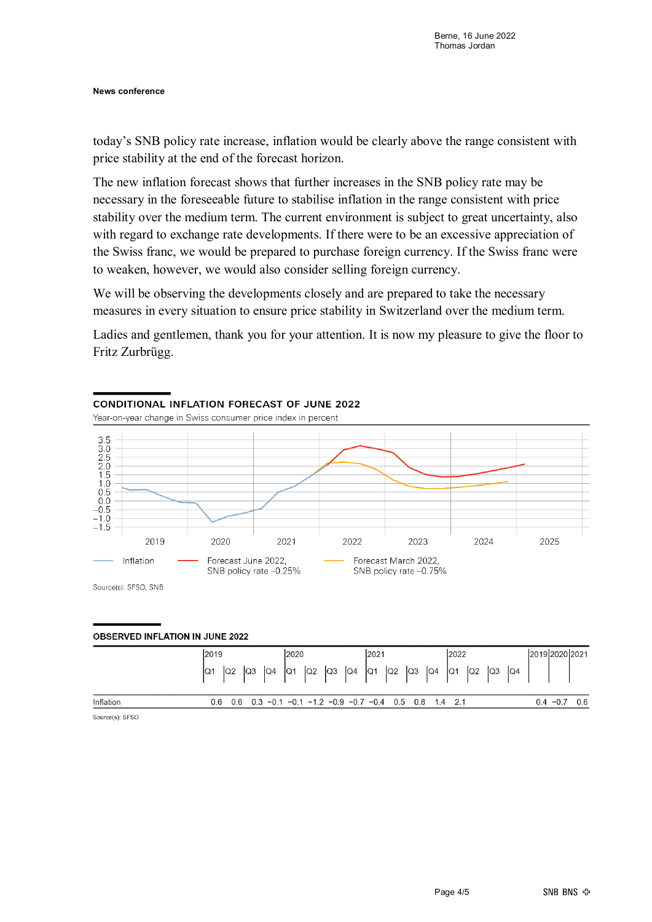today's SNB policy rate increase, inflation would be clearly above the range consistent with price stability at the end of the forecast horizon.

The new inflation forecast shows that further increases in the SNB policy rate may be necessary in the foreseeable future to stabilise inflation in the range consistent with price stability over the medium term. The current environment is subject to great uncertainty, also with regard to exchange rate developments. If there were to be an excessive appreciation of the Swiss franc, we would be prepared to purchase foreign currency. If the Swiss franc were to weaken, however, we would also consider selling foreign currency.

We will be observing the developments closely and are prepared to take the necessary measures in every situation to ensure price stability in Switzerland over the medium term.

Ladies and gentlemen, thank you for your attention. It is now my pleasure to give the floor to Fritz Zurbrügg.

**CONDITIONAL INFLATION FORECAST OF JUNE 2022**

Year-on-year change in Swiss consumer price index in percent

Legend: Inflation; Forecast June 2022, SNB policy rate −0.25%; Forecast March 2022, SNB policy rate −0.75%

Source(s): SFSO, SNB

**OBSERVED INFLATION IN JUNE 2022**

| | 2019 | | | | 2020 | | | | 2021 | | | | 2022 | | | | 2019 | 2020 | 2021 |
|---|---|---|---|---|---|---|---|---|---|---|---|---|---|---|---|---|---|---|---|
| | Q1 | Q2 | Q3 | Q4 | Q1 | Q2 | Q3 | Q4 | Q1 | Q2 | Q3 | Q4 | Q1 | Q2 | Q3 | Q4 | | | |
| Inflation | 0.6 | 0.6 | 0.3 | −0.1 | −0.1 | −1.2 | −0.9 | −0.7 | −0.4 | 0.5 | 0.8 | 1.4 | 2.1 | | | | 0.4 | −0.7 | 0.6 |

Source(s): SFSO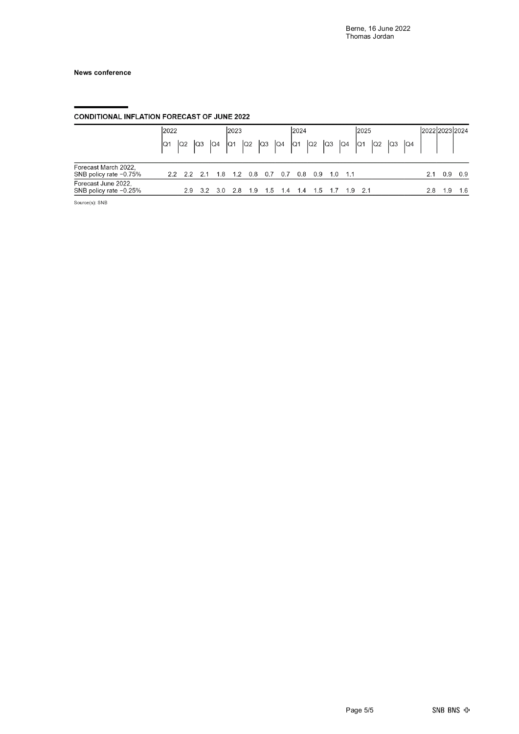## CONDITIONAL INFLATION FORECAST OF JUNE 2022

| | 2022 | | | | 2023 | | | | 2024 | | | | 2025 | | | | 2022 | 2023 | 2024 |
|---|---|---|---|---|---|---|---|---|---|---|---|---|---|---|---|---|---|---|---|
| | Q1 | Q2 | Q3 | Q4 | Q1 | Q2 | Q3 | Q4 | Q1 | Q2 | Q3 | Q4 | Q1 | Q2 | Q3 | Q4 | | | |
| Forecast March 2022, SNB policy rate −0.75% | 2.2 | 2.2 | 2.1 | 1.8 | 1.2 | 0.8 | 0.7 | 0.7 | 0.8 | 0.9 | 1.0 | 1.1 | | | | | 2.1 | 0.9 | 0.9 |
| Forecast June 2022, SNB policy rate −0.25% | | 2.9 | 3.2 | 3.0 | 2.8 | 1.9 | 1.5 | 1.4 | 1.4 | 1.5 | 1.7 | 1.9 | 2.1 | | | | 2.8 | 1.9 | 1.6 |

Source(s): SNB